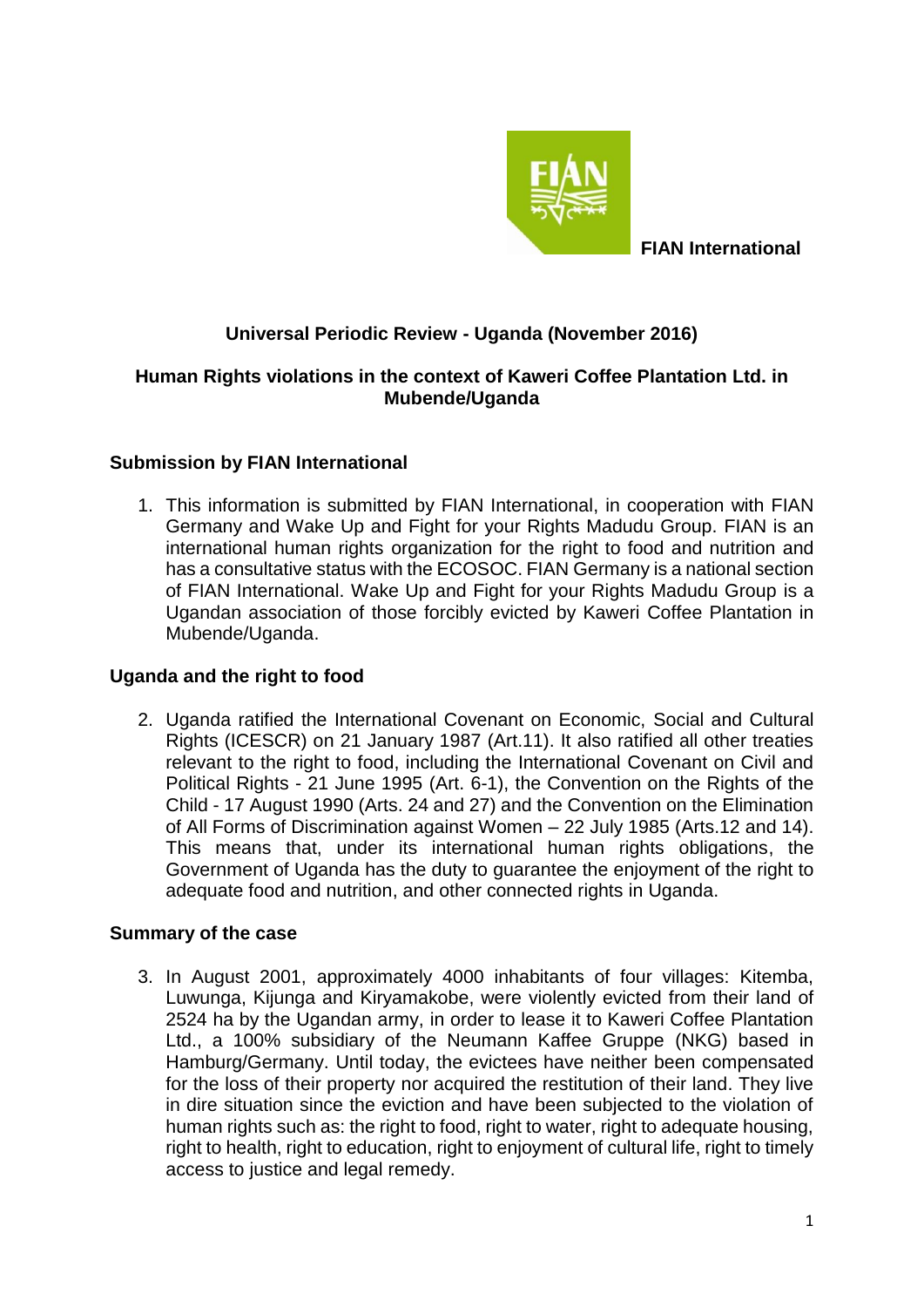**FIAN International**

## Universal Periodic Review - Uganda (November 2016)

### Human Rights violations in the context of Kaweri Coffee Plantation Ltd. in Mubende/Uganda

### Submission by FIAN International

1. This information is submitted by FIAN International, in cooperation with FIAN Germany and Wake Up and Fight for your Rights Madudu Group. FIAN is an international human rights organization for the right to food and nutrition and has a consultative status with the ECOSOC. FIAN Germany is a national section of FIAN International. Wake Up and Fight for your Rights Madudu Group is a Ugandan association of those forcibly evicted by Kaweri Coffee Plantation in Mubende/Uganda.

### Uganda and the right to food

2. Uganda ratified the International Covenant on Economic, Social and Cultural Rights (ICESCR) on 21 January 1987 (Art.11). It also ratified all other treaties relevant to the right to food, including the International Covenant on Civil and Political Rights - 21 June 1995 (Art. 6-1), the Convention on the Rights of the Child - 17 August 1990 (Arts. 24 and 27) and the Convention on the Elimination of All Forms of Discrimination against Women – 22 July 1985 (Arts.12 and 14). This means that, under its international human rights obligations, the Government of Uganda has the duty to guarantee the enjoyment of the right to adequate food and nutrition, and other connected rights in Uganda.

### Summary of the case

3. In August 2001, approximately 4000 inhabitants of four villages: Kitemba, Luwunga, Kijunga and Kiryamakobe, were violently evicted from their land of 2524 ha by the Ugandan army, in order to lease it to Kaweri Coffee Plantation Ltd., a 100% subsidiary of the Neumann Kaffee Gruppe (NKG) based in Hamburg/Germany. Until today, the evictees have neither been compensated for the loss of their property nor acquired the restitution of their land. They live in dire situation since the eviction and have been subjected to the violation of human rights such as: the right to food, right to water, right to adequate housing, right to health, right to education, right to enjoyment of cultural life, right to timely access to justice and legal remedy.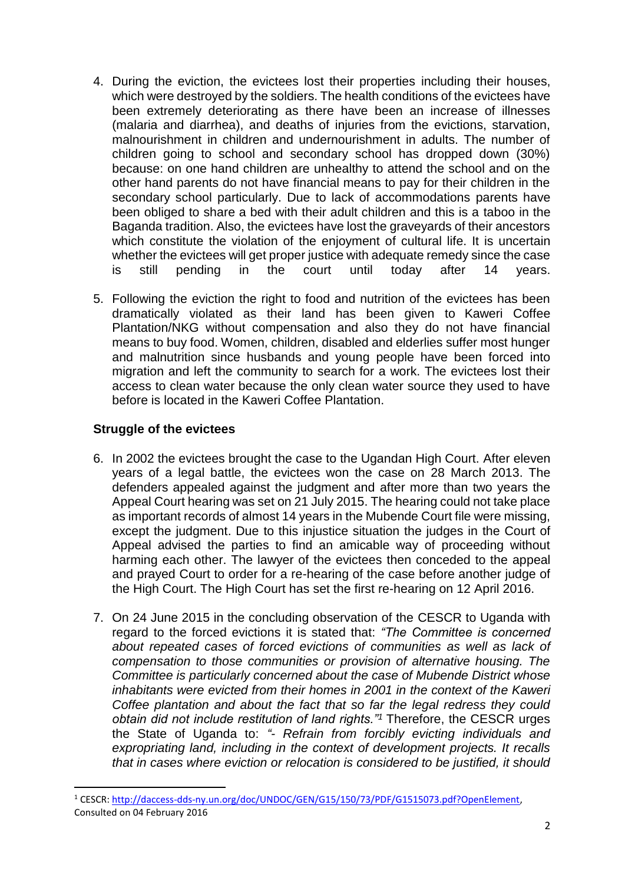4. During the eviction, the evictees lost their properties including their houses, which were destroyed by the soldiers. The health conditions of the evictees have been extremely deteriorating as there have been an increase of illnesses (malaria and diarrhea), and deaths of injuries from the evictions, starvation, malnourishment in children and undernourishment in adults. The number of children going to school and secondary school has dropped down (30%) because: on one hand children are unhealthy to attend the school and on the other hand parents do not have financial means to pay for their children in the secondary school particularly. Due to lack of accommodations parents have been obliged to share a bed with their adult children and this is a taboo in the Baganda tradition. Also, the evictees have lost the graveyards of their ancestors which constitute the violation of the enjoyment of cultural life. It is uncertain whether the evictees will get proper justice with adequate remedy since the case is still pending in the court until today after 14 years.

5. Following the eviction the right to food and nutrition of the evictees has been dramatically violated as their land has been given to Kaweri Coffee Plantation/NKG without compensation and also they do not have financial means to buy food. Women, children, disabled and elderlies suffer most hunger and malnutrition since husbands and young people have been forced into migration and left the community to search for a work. The evictees lost their access to clean water because the only clean water source they used to have before is located in the Kaweri Coffee Plantation.

### Struggle of the evictees

6. In 2002 the evictees brought the case to the Ugandan High Court. After eleven years of a legal battle, the evictees won the case on 28 March 2013. The defenders appealed against the judgment and after more than two years the Appeal Court hearing was set on 21 July 2015. The hearing could not take place as important records of almost 14 years in the Mubende Court file were missing, except the judgment. Due to this injustice situation the judges in the Court of Appeal advised the parties to find an amicable way of proceeding without harming each other. The lawyer of the evictees then conceded to the appeal and prayed Court to order for a re-hearing of the case before another judge of the High Court. The High Court has set the first re-hearing on 12 April 2016.

7. On 24 June 2015 in the concluding observation of the CESCR to Uganda with regard to the forced evictions it is stated that: *"The Committee is concerned about repeated cases of forced evictions of communities as well as lack of compensation to those communities or provision of alternative housing. The Committee is particularly concerned about the case of Mubende District whose inhabitants were evicted from their homes in 2001 in the context of the Kaweri Coffee plantation and about the fact that so far the legal redress they could obtain did not include restitution of land rights."*[1] Therefore, the CESCR urges the State of Uganda to: *"- Refrain from forcibly evicting individuals and expropriating land, including in the context of development projects. It recalls that in cases where eviction or relocation is considered to be justified, it should*

---

[1] CESCR: http://daccess-dds-ny.un.org/doc/UNDOC/GEN/G15/150/73/PDF/G1515073.pdf?OpenElement, Consulted on 04 February 2016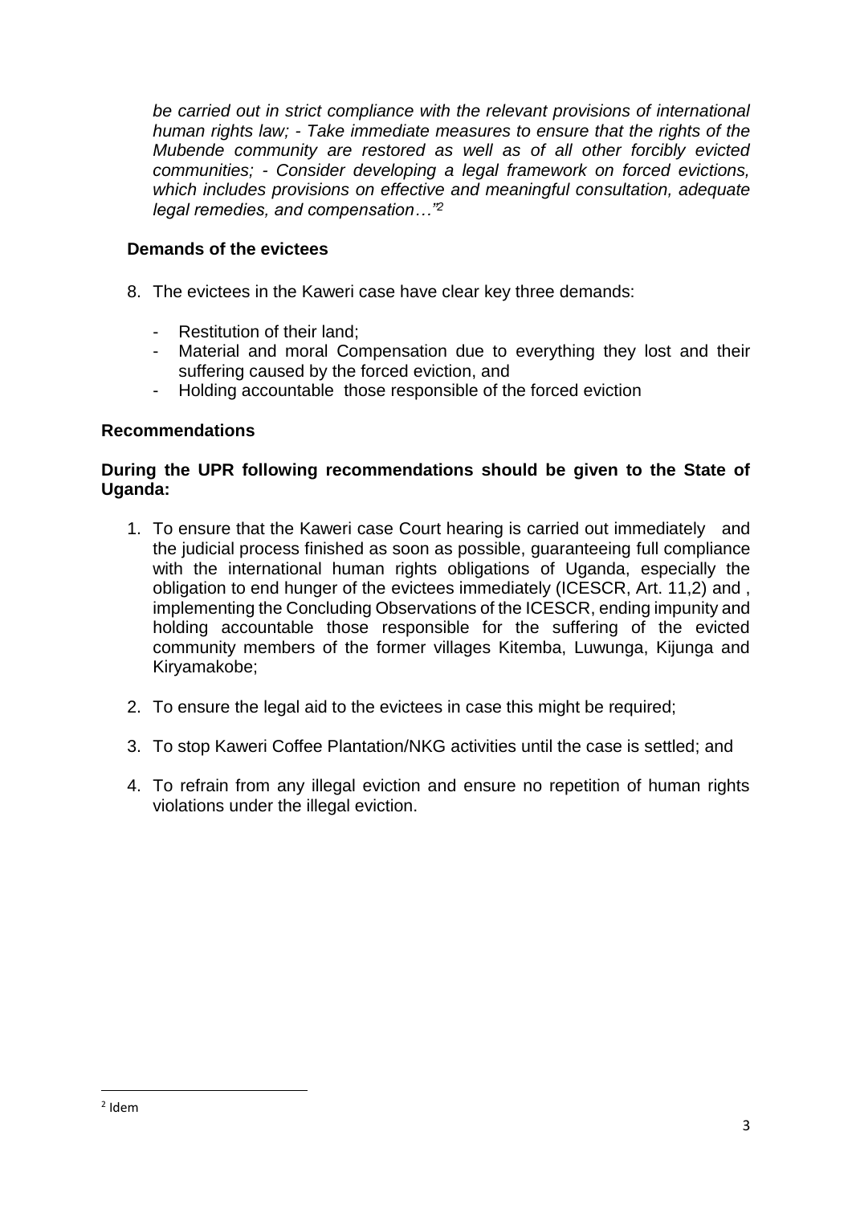*be carried out in strict compliance with the relevant provisions of international human rights law; - Take immediate measures to ensure that the rights of the Mubende community are restored as well as of all other forcibly evicted communities; - Consider developing a legal framework on forced evictions, which includes provisions on effective and meaningful consultation, adequate legal remedies, and compensation…"*[2]

### Demands of the evictees

8. The evictees in the Kaweri case have clear key three demands:

   - Restitution of their land;
   - Material and moral Compensation due to everything they lost and their suffering caused by the forced eviction, and
   - Holding accountable those responsible of the forced eviction

### Recommendations

**During the UPR following recommendations should be given to the State of Uganda:**

1. To ensure that the Kaweri case Court hearing is carried out immediately and the judicial process finished as soon as possible, guaranteeing full compliance with the international human rights obligations of Uganda, especially the obligation to end hunger of the evictees immediately (ICESCR, Art. 11,2) and , implementing the Concluding Observations of the ICESCR, ending impunity and holding accountable those responsible for the suffering of the evicted community members of the former villages Kitemba, Luwunga, Kijunga and Kiryamakobe;

2. To ensure the legal aid to the evictees in case this might be required;

3. To stop Kaweri Coffee Plantation/NKG activities until the case is settled; and

4. To refrain from any illegal eviction and ensure no repetition of human rights violations under the illegal eviction.

---

[2] Idem